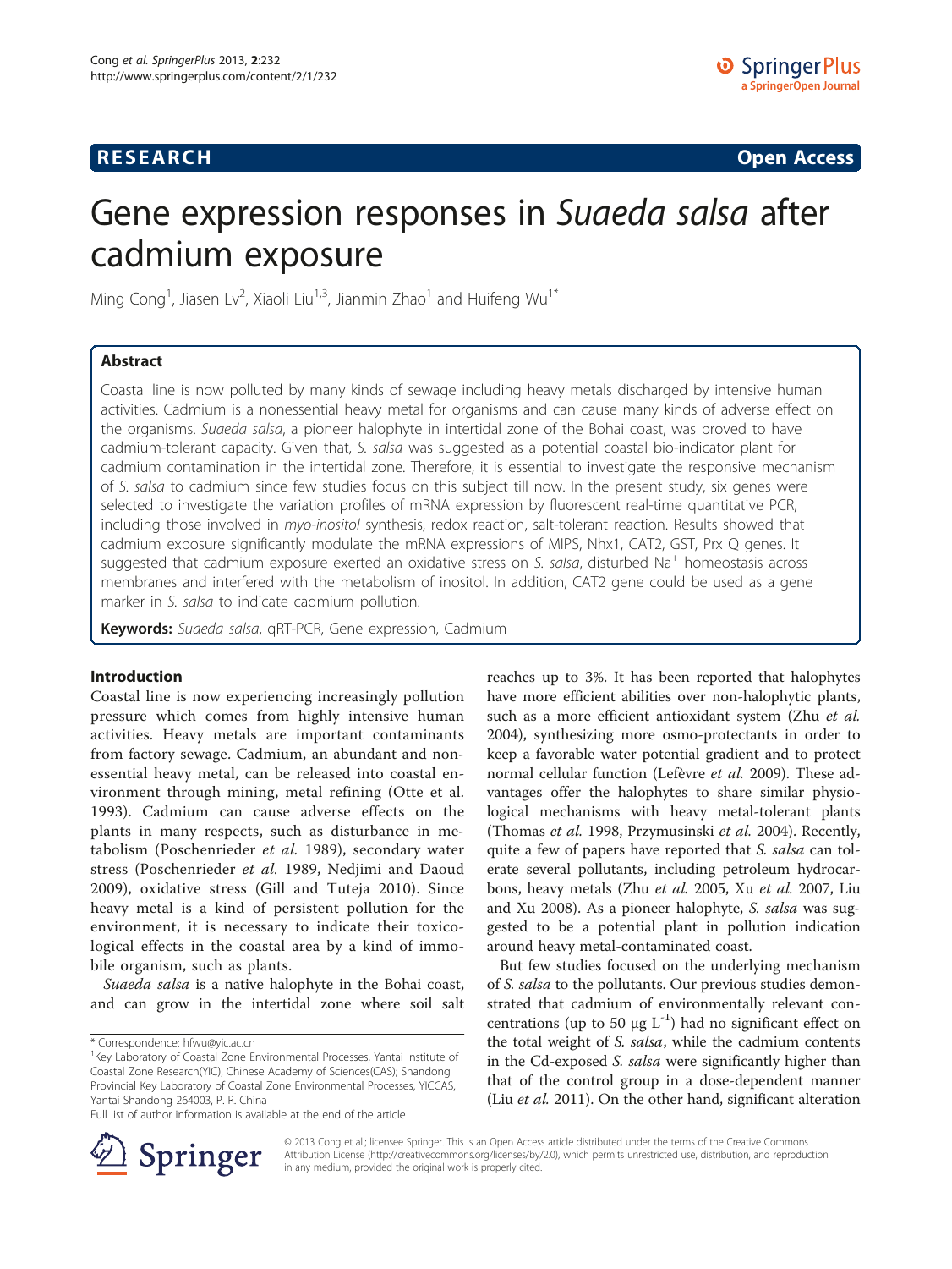**RESEARCH** **Open Access**

# Gene expression responses in *Suaeda salsa* after cadmium exposure

Ming Cong[1], Jiasen Lv[2], Xiaoli Liu[1,3], Jianmin Zhao[1] and Huifeng Wu[1*]

## Abstract

Coastal line is now polluted by many kinds of sewage including heavy metals discharged by intensive human activities. Cadmium is a nonessential heavy metal for organisms and can cause many kinds of adverse effect on the organisms. *Suaeda salsa*, a pioneer halophyte in intertidal zone of the Bohai coast, was proved to have cadmium-tolerant capacity. Given that, *S. salsa* was suggested as a potential coastal bio-indicator plant for cadmium contamination in the intertidal zone. Therefore, it is essential to investigate the responsive mechanism of *S. salsa* to cadmium since few studies focus on this subject till now. In the present study, six genes were selected to investigate the variation profiles of mRNA expression by fluorescent real-time quantitative PCR, including those involved in *myo-inositol* synthesis, redox reaction, salt-tolerant reaction. Results showed that cadmium exposure significantly modulate the mRNA expressions of MIPS, Nhx1, CAT2, GST, Prx Q genes. It suggested that cadmium exposure exerted an oxidative stress on *S. salsa*, disturbed $Na^+$ homeostasis across membranes and interfered with the metabolism of inositol. In addition, CAT2 gene could be used as a gene marker in *S. salsa* to indicate cadmium pollution.

**Keywords:** *Suaeda salsa*, qRT-PCR, Gene expression, Cadmium

## Introduction

Coastal line is now experiencing increasingly pollution pressure which comes from highly intensive human activities. Heavy metals are important contaminants from factory sewage. Cadmium, an abundant and non-essential heavy metal, can be released into coastal environment through mining, metal refining (Otte et al. 1993). Cadmium can cause adverse effects on the plants in many respects, such as disturbance in metabolism (Poschenrieder *et al.* 1989), secondary water stress (Poschenrieder *et al.* 1989, Nedjimi and Daoud 2009), oxidative stress (Gill and Tuteja 2010). Since heavy metal is a kind of persistent pollution for the environment, it is necessary to indicate their toxicological effects in the coastal area by a kind of immobile organism, such as plants.

*Suaeda salsa* is a native halophyte in the Bohai coast, and can grow in the intertidal zone where soil salt reaches up to 3%. It has been reported that halophytes have more efficient abilities over non-halophytic plants, such as a more efficient antioxidant system (Zhu *et al.* 2004), synthesizing more osmo-protectants in order to keep a favorable water potential gradient and to protect normal cellular function (Lefèvre *et al.* 2009). These advantages offer the halophytes to share similar physiological mechanisms with heavy metal-tolerant plants (Thomas *et al.* 1998, Przymusinski *et al.* 2004). Recently, quite a few of papers have reported that *S. salsa* can tolerate several pollutants, including petroleum hydrocarbons, heavy metals (Zhu *et al.* 2005, Xu *et al.* 2007, Liu and Xu 2008). As a pioneer halophyte, *S. salsa* was suggested to be a potential plant in pollution indication around heavy metal-contaminated coast.

But few studies focused on the underlying mechanism of *S. salsa* to the pollutants. Our previous studies demonstrated that cadmium of environmentally relevant concentrations (up to 50 μg $L^{-1}$) had no significant effect on the total weight of *S. salsa*, while the cadmium contents in the Cd-exposed *S. salsa* were significantly higher than that of the control group in a dose-dependent manner (Liu *et al.* 2011). On the other hand, significant alteration

\* Correspondence: hfwu@yic.ac.cn
[1]Key Laboratory of Coastal Zone Environmental Processes, Yantai Institute of Coastal Zone Research(YIC), Chinese Academy of Sciences(CAS); Shandong Provincial Key Laboratory of Coastal Zone Environmental Processes, YICCAS, Yantai Shandong 264003, P. R. China
Full list of author information is available at the end of the article

© 2013 Cong et al.; licensee Springer. This is an Open Access article distributed under the terms of the Creative Commons Attribution License (http://creativecommons.org/licenses/by/2.0), which permits unrestricted use, distribution, and reproduction in any medium, provided the original work is properly cited.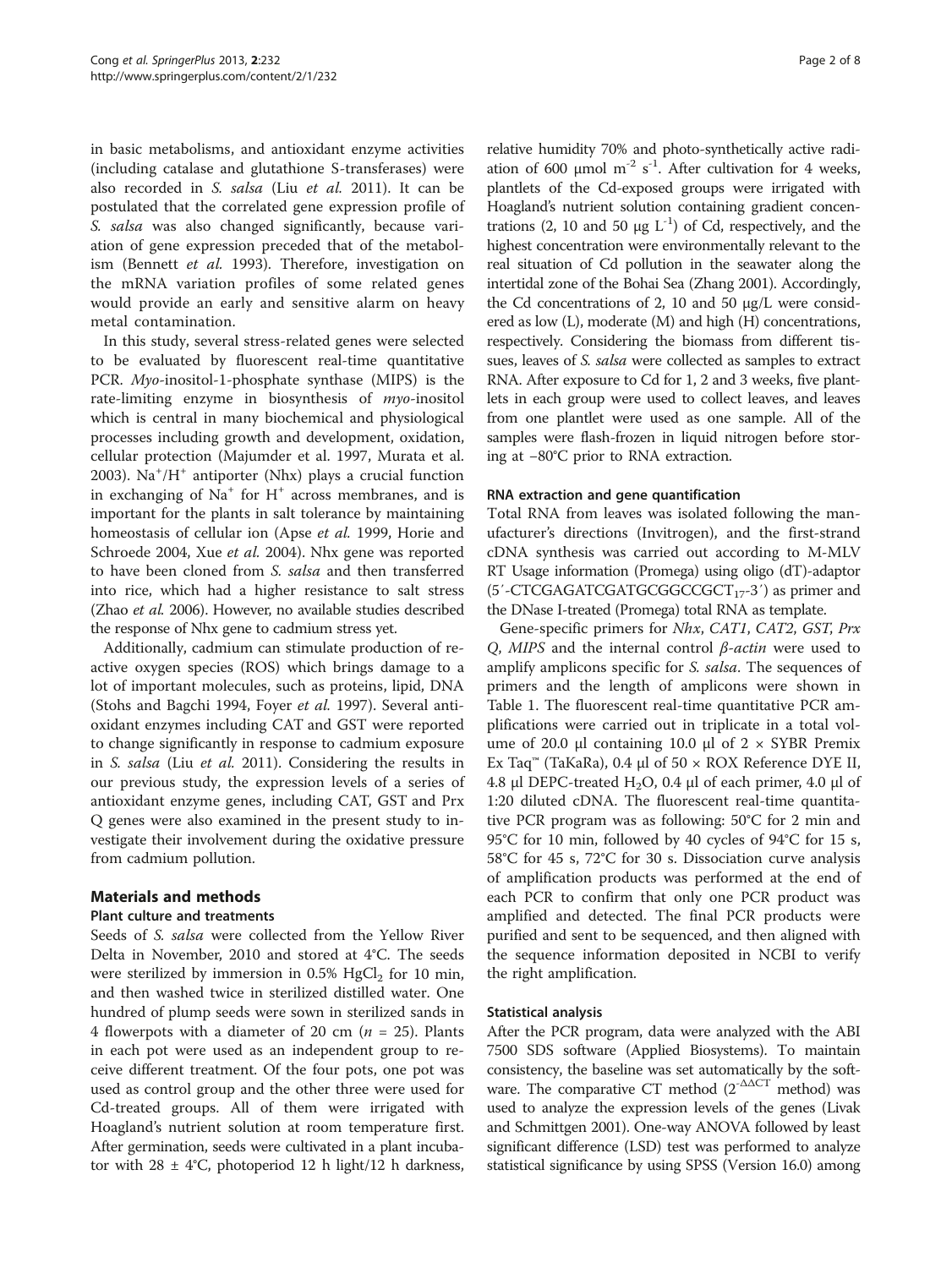in basic metabolisms, and antioxidant enzyme activities (including catalase and glutathione S-transferases) were also recorded in *S. salsa* (Liu *et al.* 2011). It can be postulated that the correlated gene expression profile of *S. salsa* was also changed significantly, because variation of gene expression preceded that of the metabolism (Bennett *et al.* 1993). Therefore, investigation on the mRNA variation profiles of some related genes would provide an early and sensitive alarm on heavy metal contamination.

In this study, several stress-related genes were selected to be evaluated by fluorescent real-time quantitative PCR. *Myo*-inositol-1-phosphate synthase (MIPS) is the rate-limiting enzyme in biosynthesis of *myo*-inositol which is central in many biochemical and physiological processes including growth and development, oxidation, cellular protection (Majumder et al. 1997, Murata et al. 2003). $Na^+/H^+$ antiporter (Nhx) plays a crucial function in exchanging of $Na^+$ for $H^+$ across membranes, and is important for the plants in salt tolerance by maintaining homeostasis of cellular ion (Apse *et al.* 1999, Horie and Schroede 2004, Xue *et al.* 2004). Nhx gene was reported to have been cloned from *S. salsa* and then transferred into rice, which had a higher resistance to salt stress (Zhao *et al.* 2006). However, no available studies described the response of Nhx gene to cadmium stress yet.

Additionally, cadmium can stimulate production of reactive oxygen species (ROS) which brings damage to a lot of important molecules, such as proteins, lipid, DNA (Stohs and Bagchi 1994, Foyer *et al.* 1997). Several antioxidant enzymes including CAT and GST were reported to change significantly in response to cadmium exposure in *S. salsa* (Liu *et al.* 2011). Considering the results in our previous study, the expression levels of a series of antioxidant enzyme genes, including CAT, GST and Prx Q genes were also examined in the present study to investigate their involvement during the oxidative pressure from cadmium pollution.

## Materials and methods

### Plant culture and treatments

Seeds of *S. salsa* were collected from the Yellow River Delta in November, 2010 and stored at 4°C. The seeds were sterilized by immersion in 0.5% $HgCl_2$ for 10 min, and then washed twice in sterilized distilled water. One hundred of plump seeds were sown in sterilized sands in 4 flowerpots with a diameter of 20 cm ($n$ = 25). Plants in each pot were used as an independent group to receive different treatment. Of the four pots, one pot was used as control group and the other three were used for Cd-treated groups. All of them were irrigated with Hoagland's nutrient solution at room temperature first. After germination, seeds were cultivated in a plant incubator with 28 ± 4°C, photoperiod 12 h light/12 h darkness, relative humidity 70% and photo-synthetically active radiation of 600 μmol $m^{-2}$ $s^{-1}$. After cultivation for 4 weeks, plantlets of the Cd-exposed groups were irrigated with Hoagland's nutrient solution containing gradient concentrations (2, 10 and 50 μg $L^{-1}$) of Cd, respectively, and the highest concentration were environmentally relevant to the real situation of Cd pollution in the seawater along the intertidal zone of the Bohai Sea (Zhang 2001). Accordingly, the Cd concentrations of 2, 10 and 50 μg/L were considered as low (L), moderate (M) and high (H) concentrations, respectively. Considering the biomass from different tissues, leaves of *S. salsa* were collected as samples to extract RNA. After exposure to Cd for 1, 2 and 3 weeks, five plantlets in each group were used to collect leaves, and leaves from one plantlet were used as one sample. All of the samples were flash-frozen in liquid nitrogen before storing at −80°C prior to RNA extraction.

### RNA extraction and gene quantification

Total RNA from leaves was isolated following the manufacturer's directions (Invitrogen), and the first-strand cDNA synthesis was carried out according to M-MLV RT Usage information (Promega) using oligo (dT)-adaptor (5′-CTCGAGATCGATGCGGCCGCT$_{17}$-3′) as primer and the DNase I-treated (Promega) total RNA as template.

Gene-specific primers for *Nhx*, *CAT1*, *CAT2*, *GST*, *Prx Q*, *MIPS* and the internal control *β-actin* were used to amplify amplicons specific for *S. salsa*. The sequences of primers and the length of amplicons were shown in Table 1. The fluorescent real-time quantitative PCR amplifications were carried out in triplicate in a total volume of 20.0 μl containing 10.0 μl of 2 × SYBR Premix Ex Taq™ (TaKaRa), 0.4 μl of 50 × ROX Reference DYE II, 4.8 μl DEPC-treated $H_2O$, 0.4 μl of each primer, 4.0 μl of 1:20 diluted cDNA. The fluorescent real-time quantitative PCR program was as following: 50°C for 2 min and 95°C for 10 min, followed by 40 cycles of 94°C for 15 s, 58°C for 45 s, 72°C for 30 s. Dissociation curve analysis of amplification products was performed at the end of each PCR to confirm that only one PCR product was amplified and detected. The final PCR products were purified and sent to be sequenced, and then aligned with the sequence information deposited in NCBI to verify the right amplification.

### Statistical analysis

After the PCR program, data were analyzed with the ABI 7500 SDS software (Applied Biosystems). To maintain consistency, the baseline was set automatically by the software. The comparative CT method ($2^{-\Delta\Delta CT}$ method) was used to analyze the expression levels of the genes (Livak and Schmittgen 2001). One-way ANOVA followed by least significant difference (LSD) test was performed to analyze statistical significance by using SPSS (Version 16.0) among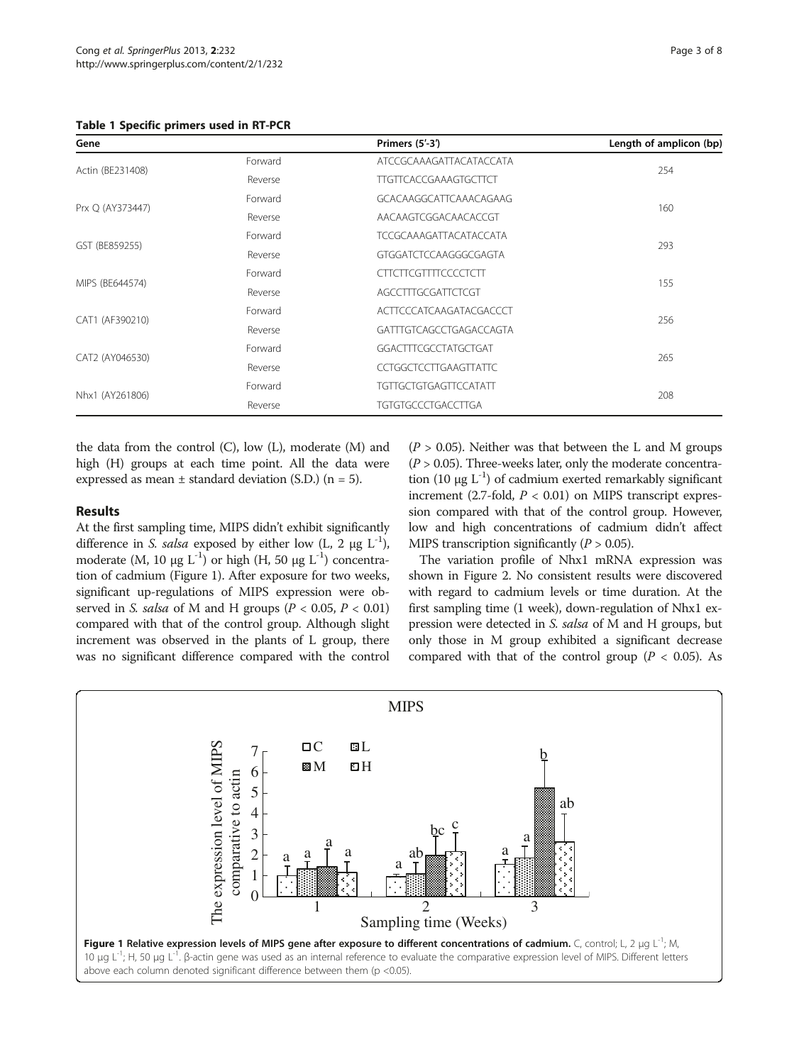**Table 1 Specific primers used in RT-PCR**

| Gene | | Primers (5'-3') | Length of amplicon (bp) |
|---|---|---|---|
| Actin (BE231408) | Forward | ATCCGCAAAGATTACATACCATA | 254 |
| | Reverse | TTGTTCACCGAAAGTGCTTCT | |
| Prx Q (AY373447) | Forward | GCACAAGGCATTCAAACAGAAG | 160 |
| | Reverse | AACAAGTCGGACAACACCGT | |
| GST (BE859255) | Forward | TCCGCAAAGATTACATACCATA | 293 |
| | Reverse | GTGGATCTCCAAGGGCGAGTA | |
| MIPS (BE644574) | Forward | CTTCTTCGTTTTCCCCTCTT | 155 |
| | Reverse | AGCCTTTGCGATTCTCGT | |
| CAT1 (AF390210) | Forward | ACTTCCCATCAAGATACGACCCT | 256 |
| | Reverse | GATTTGTCAGCCTGAGACCAGTA | |
| CAT2 (AY046530) | Forward | GGACTTTCGCCTATGCTGAT | 265 |
| | Reverse | CCTGGCTCCTTGAAGTTATTC | |
| Nhx1 (AY261806) | Forward | TGTTGCTGTGAGTTCCATATT | 208 |
| | Reverse | TGTGTGCCCTGACCTTGA | |

the data from the control (C), low (L), moderate (M) and high (H) groups at each time point. All the data were expressed as mean ± standard deviation (S.D.) (n = 5).

## Results

At the first sampling time, MIPS didn't exhibit significantly difference in *S. salsa* exposed by either low (L, 2 μg $L^{-1}$), moderate (M, 10 μg $L^{-1}$) or high (H, 50 μg $L^{-1}$) concentration of cadmium (Figure 1). After exposure for two weeks, significant up-regulations of MIPS expression were observed in *S. salsa* of M and H groups ($P < 0.05$, $P < 0.01$) compared with that of the control group. Although slight increment was observed in the plants of L group, there was no significant difference compared with the control ($P > 0.05$). Neither was that between the L and M groups ($P > 0.05$). Three-weeks later, only the moderate concentration (10 μg $L^{-1}$) of cadmium exerted remarkably significant increment (2.7-fold, $P < 0.01$) on MIPS transcript expression compared with that of the control group. However, low and high concentrations of cadmium didn't affect MIPS transcription significantly ($P > 0.05$).

The variation profile of Nhx1 mRNA expression was shown in Figure 2. No consistent results were discovered with regard to cadmium levels or time duration. At the first sampling time (1 week), down-regulation of Nhx1 expression were detected in *S. salsa* of M and H groups, but only those in M group exhibited a significant decrease compared with that of the control group ($P < 0.05$). As

**Figure 1 Relative expression levels of MIPS gene after exposure to different concentrations of cadmium.** C, control; L, 2 μg $L^{-1}$; M, 10 μg $L^{-1}$; H, 50 μg $L^{-1}$. β-actin gene was used as an internal reference to evaluate the comparative expression level of MIPS. Different letters above each column denoted significant difference between them (p <0.05).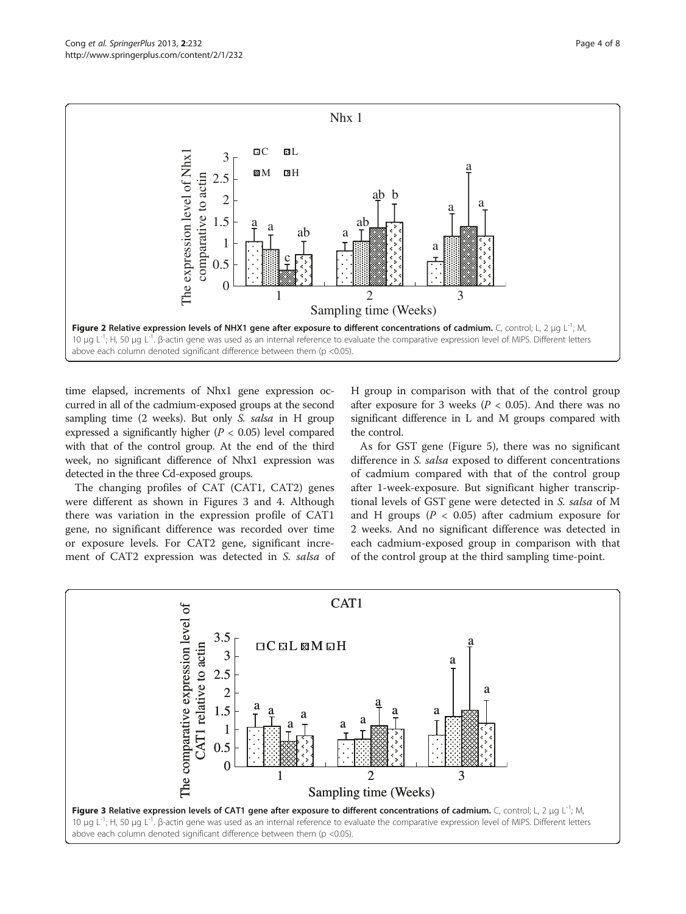Figure 2 Relative expression levels of NHX1 gene after exposure to different concentrations of cadmium. C, control; L, 2 μg L$^{-1}$; M, 10 μg L$^{-1}$; H, 50 μg L$^{-1}$. β-actin gene was used as an internal reference to evaluate the comparative expression level of MIPS. Different letters above each column denoted significant difference between them (p <0.05).

time elapsed, increments of Nhx1 gene expression occurred in all of the cadmium-exposed groups at the second sampling time (2 weeks). But only *S. salsa* in H group expressed a significantly higher ($P < 0.05$) level compared with that of the control group. At the end of the third week, no significant difference of Nhx1 expression was detected in the three Cd-exposed groups.

The changing profiles of CAT (CAT1, CAT2) genes were different as shown in Figures 3 and 4. Although there was variation in the expression profile of CAT1 gene, no significant difference was recorded over time or exposure levels. For CAT2 gene, significant increment of CAT2 expression was detected in *S. salsa* of H group in comparison with that of the control group after exposure for 3 weeks ($P < 0.05$). And there was no significant difference in L and M groups compared with the control.

As for GST gene (Figure 5), there was no significant difference in *S. salsa* exposed to different concentrations of cadmium compared with that of the control group after 1-week-exposure. But significant higher transcriptional levels of GST gene were detected in *S. salsa* of M and H groups ($P < 0.05$) after cadmium exposure for 2 weeks. And no significant difference was detected in each cadmium-exposed group in comparison with that of the control group at the third sampling time-point.

Figure 3 Relative expression levels of CAT1 gene after exposure to different concentrations of cadmium. C, control; L, 2 μg L$^{-1}$; M, 10 μg L$^{-1}$; H, 50 μg L$^{-1}$. β-actin gene was used as an internal reference to evaluate the comparative expression level of MIPS. Different letters above each column denoted significant difference between them (p <0.05).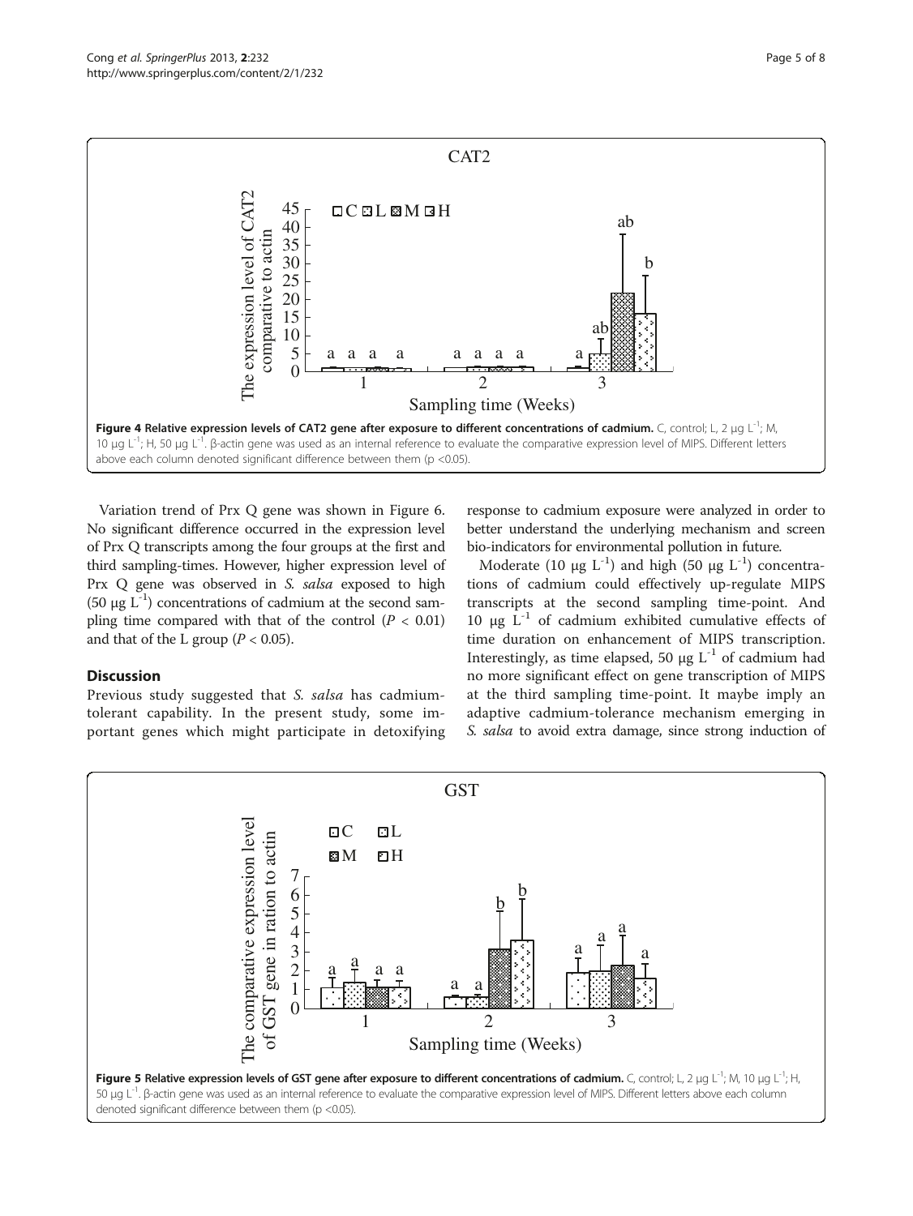**Figure 4 Relative expression levels of CAT2 gene after exposure to different concentrations of cadmium.** C, control; L, 2 μg L$^{-1}$; M, 10 μg L$^{-1}$; H, 50 μg L$^{-1}$. β-actin gene was used as an internal reference to evaluate the comparative expression level of MIPS. Different letters above each column denoted significant difference between them (p <0.05).

Variation trend of Prx Q gene was shown in Figure 6. No significant difference occurred in the expression level of Prx Q transcripts among the four groups at the first and third sampling-times. However, higher expression level of Prx Q gene was observed in *S. salsa* exposed to high (50 μg L$^{-1}$) concentrations of cadmium at the second sampling time compared with that of the control ($P < 0.01$) and that of the L group ($P < 0.05$).

## Discussion

Previous study suggested that *S. salsa* has cadmium-tolerant capability. In the present study, some important genes which might participate in detoxifying response to cadmium exposure were analyzed in order to better understand the underlying mechanism and screen bio-indicators for environmental pollution in future.

Moderate (10 μg L$^{-1}$) and high (50 μg L$^{-1}$) concentrations of cadmium could effectively up-regulate MIPS transcripts at the second sampling time-point. And 10 μg L$^{-1}$ of cadmium exhibited cumulative effects of time duration on enhancement of MIPS transcription. Interestingly, as time elapsed, 50 μg L$^{-1}$ of cadmium had no more significant effect on gene transcription of MIPS at the third sampling time-point. It maybe imply an adaptive cadmium-tolerance mechanism emerging in *S. salsa* to avoid extra damage, since strong induction of

**Figure 5 Relative expression levels of GST gene after exposure to different concentrations of cadmium.** C, control; L, 2 μg L$^{-1}$; M, 10 μg L$^{-1}$; H, 50 μg L$^{-1}$. β-actin gene was used as an internal reference to evaluate the comparative expression level of MIPS. Different letters above each column denoted significant difference between them (p <0.05).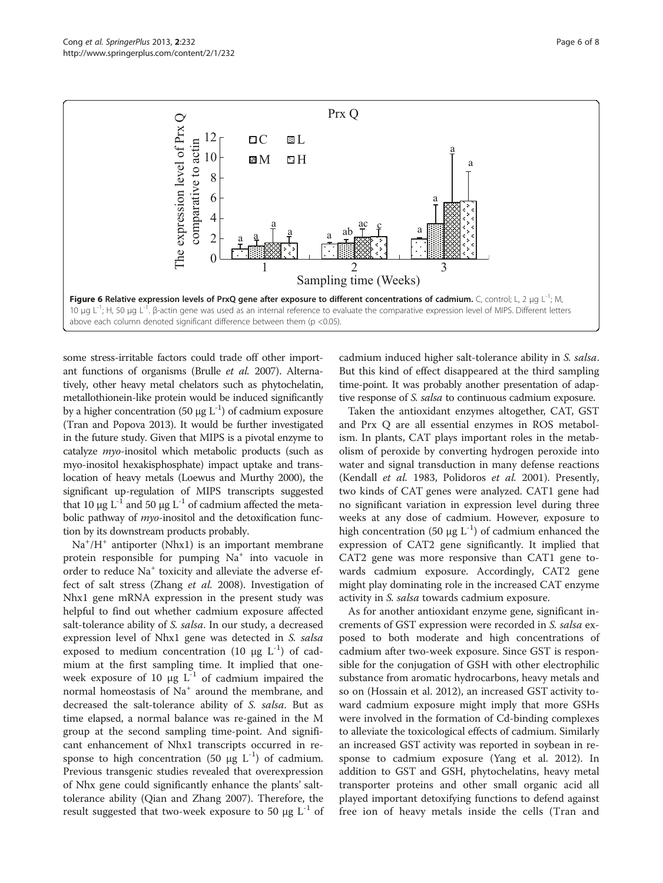**Figure 6 Relative expression levels of PrxQ gene after exposure to different concentrations of cadmium.** C, control; L, 2 μg $L^{-1}$; M, 10 μg $L^{-1}$; H, 50 μg $L^{-1}$. β-actin gene was used as an internal reference to evaluate the comparative expression level of MIPS. Different letters above each column denoted significant difference between them (p <0.05).

some stress-irritable factors could trade off other important functions of organisms (Brulle *et al.* 2007). Alternatively, other heavy metal chelators such as phytochelatin, metallothionein-like protein would be induced significantly by a higher concentration (50 μg $L^{-1}$) of cadmium exposure (Tran and Popova 2013). It would be further investigated in the future study. Given that MIPS is a pivotal enzyme to catalyze *myo*-inositol which metabolic products (such as myo-inositol hexakisphosphate) impact uptake and translocation of heavy metals (Loewus and Murthy 2000), the significant up-regulation of MIPS transcripts suggested that 10 μg $L^{-1}$ and 50 μg $L^{-1}$ of cadmium affected the metabolic pathway of *myo*-inositol and the detoxification function by its downstream products probably.

$Na^+/H^+$ antiporter (Nhx1) is an important membrane protein responsible for pumping $Na^+$ into vacuole in order to reduce $Na^+$ toxicity and alleviate the adverse effect of salt stress (Zhang *et al.* 2008). Investigation of Nhx1 gene mRNA expression in the present study was helpful to find out whether cadmium exposure affected salt-tolerance ability of *S. salsa*. In our study, a decreased expression level of Nhx1 gene was detected in *S. salsa* exposed to medium concentration (10 μg $L^{-1}$) of cadmium at the first sampling time. It implied that one-week exposure of 10 μg $L^{-1}$ of cadmium impaired the normal homeostasis of $Na^+$ around the membrane, and decreased the salt-tolerance ability of *S. salsa*. But as time elapsed, a normal balance was re-gained in the M group at the second sampling time-point. And significant enhancement of Nhx1 transcripts occurred in response to high concentration (50 μg $L^{-1}$) of cadmium. Previous transgenic studies revealed that overexpression of Nhx gene could significantly enhance the plants' salt-tolerance ability (Qian and Zhang 2007). Therefore, the result suggested that two-week exposure to 50 μg $L^{-1}$ of cadmium induced higher salt-tolerance ability in *S. salsa*. But this kind of effect disappeared at the third sampling time-point. It was probably another presentation of adaptive response of *S. salsa* to continuous cadmium exposure.

Taken the antioxidant enzymes altogether, CAT, GST and Prx Q are all essential enzymes in ROS metabolism. In plants, CAT plays important roles in the metabolism of peroxide by converting hydrogen peroxide into water and signal transduction in many defense reactions (Kendall *et al.* 1983, Polidoros *et al.* 2001). Presently, two kinds of CAT genes were analyzed. CAT1 gene had no significant variation in expression level during three weeks at any dose of cadmium. However, exposure to high concentration (50 μg $L^{-1}$) of cadmium enhanced the expression of CAT2 gene significantly. It implied that CAT2 gene was more responsive than CAT1 gene towards cadmium exposure. Accordingly, CAT2 gene might play dominating role in the increased CAT enzyme activity in *S. salsa* towards cadmium exposure.

As for another antioxidant enzyme gene, significant increments of GST expression were recorded in *S. salsa* exposed to both moderate and high concentrations of cadmium after two-week exposure. Since GST is responsible for the conjugation of GSH with other electrophilic substance from aromatic hydrocarbons, heavy metals and so on (Hossain et al. 2012), an increased GST activity toward cadmium exposure might imply that more GSHs were involved in the formation of Cd-binding complexes to alleviate the toxicological effects of cadmium. Similarly an increased GST activity was reported in soybean in response to cadmium exposure (Yang et al. 2012). In addition to GST and GSH, phytochelatins, heavy metal transporter proteins and other small organic acid all played important detoxifying functions to defend against free ion of heavy metals inside the cells (Tran and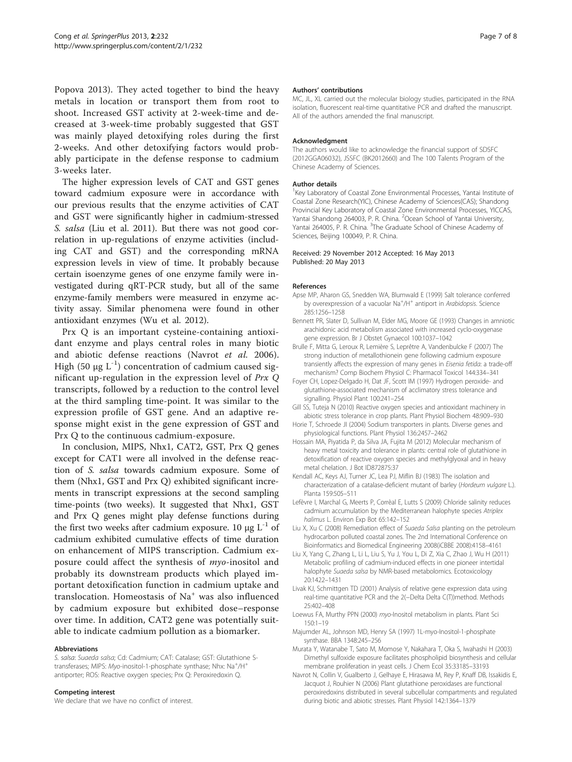Popova 2013). They acted together to bind the heavy metals in location or transport them from root to shoot. Increased GST activity at 2-week-time and decreased at 3-week-time probably suggested that GST was mainly played detoxifying roles during the first 2-weeks. And other detoxifying factors would probably participate in the defense response to cadmium 3-weeks later.

The higher expression levels of CAT and GST genes toward cadmium exposure were in accordance with our previous results that the enzyme activities of CAT and GST were significantly higher in cadmium-stressed *S. salsa* (Liu et al. 2011). But there was not good correlation in up-regulations of enzyme activities (including CAT and GST) and the corresponding mRNA expression levels in view of time. It probably because certain isoenzyme genes of one enzyme family were investigated during qRT-PCR study, but all of the same enzyme-family members were measured in enzyme activity assay. Similar phenomena were found in other antioxidant enzymes (Wu et al. 2012).

Prx Q is an important cysteine-containing antioxidant enzyme and plays central roles in many biotic and abiotic defense reactions (Navrot *et al.* 2006). High (50 μg $L^{-1}$) concentration of cadmium caused significant up-regulation in the expression level of *Prx Q* transcripts, followed by a reduction to the control level at the third sampling time-point. It was similar to the expression profile of GST gene. And an adaptive response might exist in the gene expression of GST and Prx Q to the continuous cadmium-exposure.

In conclusion, MIPS, Nhx1, CAT2, GST, Prx Q genes except for CAT1 were all involved in the defense reaction of *S. salsa* towards cadmium exposure. Some of them (Nhx1, GST and Prx Q) exhibited significant increments in transcript expressions at the second sampling time-points (two weeks). It suggested that Nhx1, GST and Prx Q genes might play defense functions during the first two weeks after cadmium exposure. 10 μg $L^{-1}$ of cadmium exhibited cumulative effects of time duration on enhancement of MIPS transcription. Cadmium exposure could affect the synthesis of *myo*-inositol and probably its downstream products which played important detoxification function in cadmium uptake and translocation. Homeostasis of $Na^+$ was also influenced by cadmium exposure but exhibited dose–response over time. In addition, CAT2 gene was potentially suitable to indicate cadmium pollution as a biomarker.

#### Abbreviations

*S. salsa*: *Suaeda salsa*; Cd: Cadmium; CAT: Catalase; GST: Glutathione S-transferases; MIPS: *Myo*-inositol-1-phosphate synthase; Nhx: $Na^+/H^+$ antiporter; ROS: Reactive oxygen species; Prx Q: Peroxiredoxin Q.

#### Competing interest

We declare that we have no conflict of interest.

#### Authors' contributions

MC, JL, XL carried out the molecular biology studies, participated in the RNA isolation, fluorescent real-time quantitative PCR and drafted the manuscript. All of the authors amended the final manuscript.

#### Acknowledgment

The authors would like to acknowledge the financial support of SDSFC (2012GGA06032), JSSFC (BK2012660) and The 100 Talents Program of the Chinese Academy of Sciences.

#### Author details

[1]Key Laboratory of Coastal Zone Environmental Processes, Yantai Institute of Coastal Zone Research(YIC), Chinese Academy of Sciences(CAS); Shandong Provincial Key Laboratory of Coastal Zone Environmental Processes, YICCAS, Yantai Shandong 264003, P. R. China. [2]Ocean School of Yantai University, Yantai 264005, P. R. China. [3]The Graduate School of Chinese Academy of Sciences, Beijing 100049, P. R. China.

Received: 29 November 2012 Accepted: 16 May 2013
Published: 20 May 2013

#### References

Apse MP, Aharon GS, Snedden WA, Blumwald E (1999) Salt tolerance conferred by overexpression of a vacuolar $Na^+/H^+$ antiport in *Arabidopsis*. Science 285:1256–1258

Bennett PR, Slater D, Sullivan M, Elder MG, Moore GE (1993) Changes in amniotic arachidonic acid metabolism associated with increased cyclo-oxygenase gene expression. Br J Obstet Gynaecol 100:1037–1042

Brulle F, Mitta G, Leroux R, Lemière S, Leprêtre A, Vandenbulcke F (2007) The strong induction of metallothionein gene following cadmium exposure transiently affects the expression of many genes in *Eisenia fetida*: a trade-off mechanism? Comp Biochem Physiol C: Pharmacol Toxicol 144:334–341

Foyer CH, Lopez-Delgado H, Dat JF, Scott IM (1997) Hydrogen peroxide- and glutathione-associated mechanism of acclimatory stress tolerance and signalling. Physiol Plant 100:241–254

Gill SS, Tuteja N (2010) Reactive oxygen species and antioxidant machinery in abiotic stress tolerance in crop plants. Plant Physiol Biochem 48:909–930

Horie T, Schroede JI (2004) Sodium transporters in plants. Diverse genes and physiological functions. Plant Physiol 136:2457–2462

Hossain MA, Piyatida P, da Silva JA, Fujita M (2012) Molecular mechanism of heavy metal toxicity and tolerance in plants: central role of glutathione in detoxification of reactive oxygen species and methylglyoxal and in heavy metal chelation. J Bot ID872875:37

Kendall AC, Keys AJ, Turner JC, Lea PJ, Miflin BJ (1983) The isolation and characterization of a catalase-deficient mutant of barley (*Hordeum vulgare* L.). Planta 159:505–511

Lefèvre I, Marchal G, Meerts P, Corrèal E, Lutts S (2009) Chloride salinity reduces cadmium accumulation by the Mediterranean halophyte species *Atriplex halimus* L. Environ Exp Bot 65:142–152

Liu X, Xu C (2008) Remediation effect of *Suaeda Salsa* planting on the petroleum hydrocarbon polluted coastal zones. The 2nd International Conference on Bioinformatics and Biomedical Engineering 2008(iCBBE 2008):4158–4161

Liu X, Yang C, Zhang L, Li L, Liu S, Yu J, You L, Di Z, Xia C, Zhao J, Wu H (2011) Metabolic profiling of cadmium-induced effects in one pioneer intertidal halophyte *Suaeda salsa* by NMR-based metabolomics. Ecotoxicology 20:1422–1431

Livak KJ, Schmittgen TD (2001) Analysis of relative gene expression data using real-time quantitative PCR and the 2(−Delta Delta C(T))method. Methods 25:402–408

Loewus FA, Murthy PPN (2000) *myo*-Inositol metabolism in plants. Plant Sci 150:1–19

Majumder AL, Johnson MD, Henry SA (1997) 1L-myo-Inositol-1-phosphate synthase. BBA 1348:245–256

Murata Y, Watanabe T, Sato M, Momose Y, Nakahara T, Oka S, Iwahashi H (2003) Dimethyl sulfoxide exposure facilitates phospholipid biosynthesis and cellular membrane proliferation in yeast cells. J Chem Ecol 35:33185–33193

Navrot N, Collin V, Gualberto J, Gelhaye E, Hirasawa M, Rey P, Knaff DB, Issakidis E, Jacquot J, Rouhier N (2006) Plant glutathione peroxidases are functional peroxiredoxins distributed in several subcellular compartments and regulated during biotic and abiotic stresses. Plant Physiol 142:1364–1379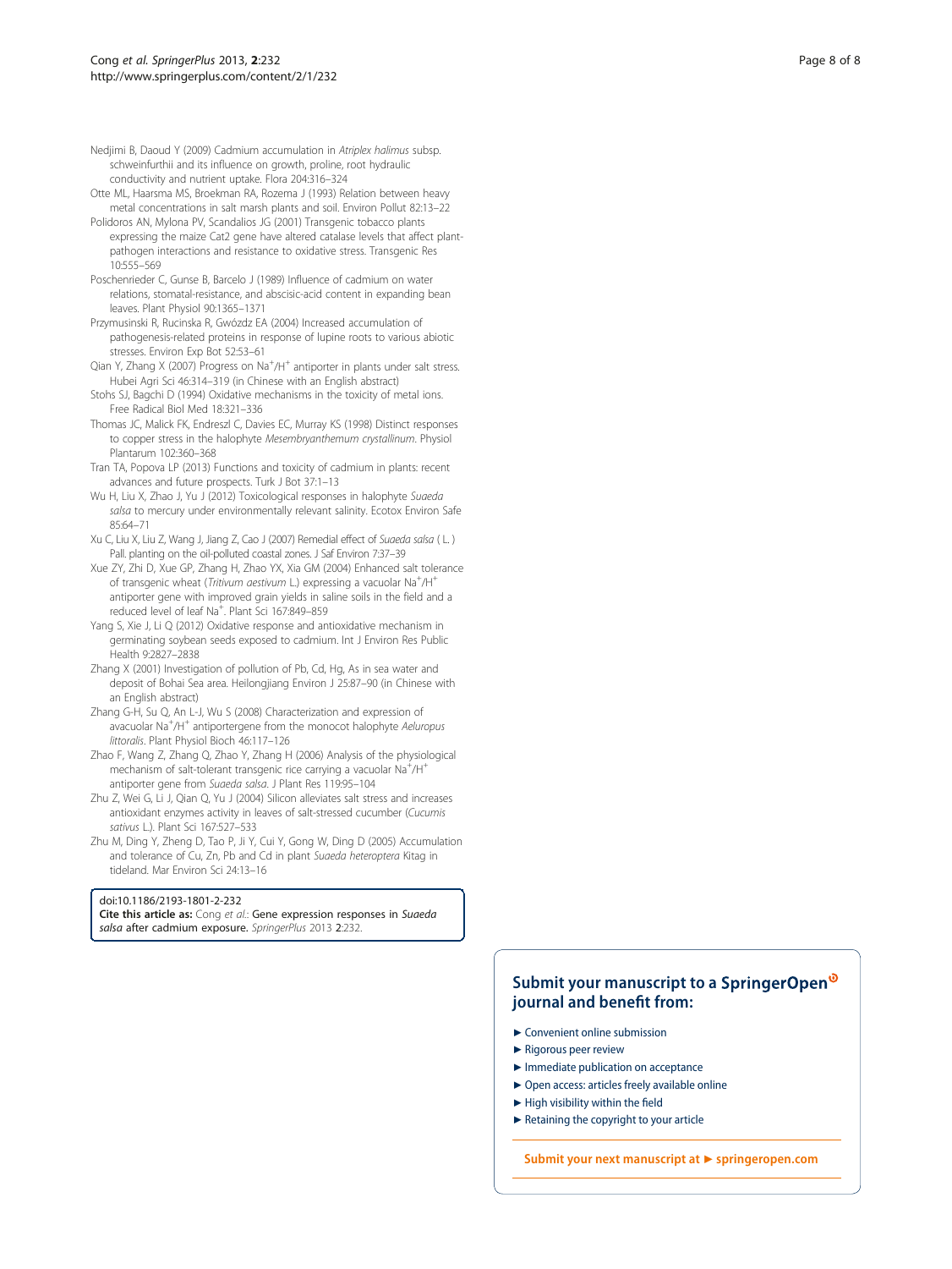Nedjimi B, Daoud Y (2009) Cadmium accumulation in *Atriplex halimus* subsp. schweinfurthii and its influence on growth, proline, root hydraulic conductivity and nutrient uptake. Flora 204:316–324

Otte ML, Haarsma MS, Broekman RA, Rozema J (1993) Relation between heavy metal concentrations in salt marsh plants and soil. Environ Pollut 82:13–22

Polidoros AN, Mylona PV, Scandalios JG (2001) Transgenic tobacco plants expressing the maize Cat2 gene have altered catalase levels that affect plant-pathogen interactions and resistance to oxidative stress. Transgenic Res 10:555–569

Poschenrieder C, Gunse B, Barcelo J (1989) Influence of cadmium on water relations, stomatal-resistance, and abscisic-acid content in expanding bean leaves. Plant Physiol 90:1365–1371

Przymusinski R, Rucinska R, Gwózdz EA (2004) Increased accumulation of pathogenesis-related proteins in response of lupine roots to various abiotic stresses. Environ Exp Bot 52:53–61

Qian Y, Zhang X (2007) Progress on $Na^+/H^+$ antiporter in plants under salt stress. Hubei Agri Sci 46:314–319 (in Chinese with an English abstract)

Stohs SJ, Bagchi D (1994) Oxidative mechanisms in the toxicity of metal ions. Free Radical Biol Med 18:321–336

Thomas JC, Malick FK, Endreszl C, Davies EC, Murray KS (1998) Distinct responses to copper stress in the halophyte *Mesembryanthemum crystallinum*. Physiol Plantarum 102:360–368

Tran TA, Popova LP (2013) Functions and toxicity of cadmium in plants: recent advances and future prospects. Turk J Bot 37:1–13

Wu H, Liu X, Zhao J, Yu J (2012) Toxicological responses in halophyte *Suaeda salsa* to mercury under environmentally relevant salinity. Ecotox Environ Safe 85:64–71

Xu C, Liu X, Liu Z, Wang J, Jiang Z, Cao J (2007) Remedial effect of *Suaeda salsa* ( L. ) Pall. planting on the oil-polluted coastal zones. J Saf Environ 7:37–39

Xue ZY, Zhi D, Xue GP, Zhang H, Zhao YX, Xia GM (2004) Enhanced salt tolerance of transgenic wheat (*Tritivum aestivum* L.) expressing a vacuolar $Na^+/H^+$ antiporter gene with improved grain yields in saline soils in the field and a reduced level of leaf $Na^+$. Plant Sci 167:849–859

Yang S, Xie J, Li Q (2012) Oxidative response and antioxidative mechanism in germinating soybean seeds exposed to cadmium. Int J Environ Res Public Health 9:2827–2838

Zhang X (2001) Investigation of pollution of Pb, Cd, Hg, As in sea water and deposit of Bohai Sea area. Heilongjiang Environ J 25:87–90 (in Chinese with an English abstract)

Zhang G-H, Su Q, An L-J, Wu S (2008) Characterization and expression of avacuolar $Na^+/H^+$ antiportergene from the monocot halophyte *Aeluropus littoralis*. Plant Physiol Bioch 46:117–126

Zhao F, Wang Z, Zhang Q, Zhao Y, Zhang H (2006) Analysis of the physiological mechanism of salt-tolerant transgenic rice carrying a vacuolar $Na^+/H^+$ antiporter gene from *Suaeda salsa*. J Plant Res 119:95–104

Zhu Z, Wei G, Li J, Qian Q, Yu J (2004) Silicon alleviates salt stress and increases antioxidant enzymes activity in leaves of salt-stressed cucumber (*Cucumis sativus* L.). Plant Sci 167:527–533

Zhu M, Ding Y, Zheng D, Tao P, Ji Y, Cui Y, Gong W, Ding D (2005) Accumulation and tolerance of Cu, Zn, Pb and Cd in plant *Suaeda heteroptera* Kitag in tideland. Mar Environ Sci 24:13–16

doi:10.1186/2193-1801-2-232

**Cite this article as:** Cong *et al.*: Gene expression responses in *Suaeda salsa* after cadmium exposure. *SpringerPlus* 2013 **2**:232.

**Submit your manuscript to a SpringerOpen journal and benefit from:**

- ► Convenient online submission
- ► Rigorous peer review
- ► Immediate publication on acceptance
- ► Open access: articles freely available online
- ► High visibility within the field
- ► Retaining the copyright to your article

**Submit your next manuscript at ► springeropen.com**